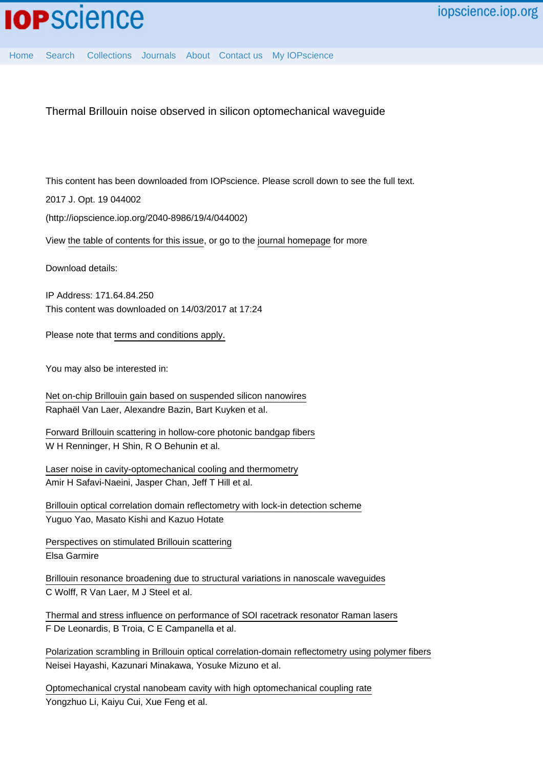# Thermal Brillouin noise observed in silicon optomechanical waveguide

This content has been downloaded from IOPscience. Please scroll down to see the full text.

2017 J. Opt. 19 044002

(http://iopscience.iop.org/2040-8986/19/4/044002)

View the table of contents for this issue, or go to the journal homepage for more

Download details:

IP Address: 171.64.84.250
This content was downloaded on 14/03/2017 at 17:24

Please note that terms and conditions apply.

You may also be interested in:

Net on-chip Brillouin gain based on suspended silicon nanowires
Raphaël Van Laer, Alexandre Bazin, Bart Kuyken et al.

Forward Brillouin scattering in hollow-core photonic bandgap fibers
W H Renninger, H Shin, R O Behunin et al.

Laser noise in cavity-optomechanical cooling and thermometry
Amir H Safavi-Naeini, Jasper Chan, Jeff T Hill et al.

Brillouin optical correlation domain reflectometry with lock-in detection scheme
Yuguo Yao, Masato Kishi and Kazuo Hotate

Perspectives on stimulated Brillouin scattering
Elsa Garmire

Brillouin resonance broadening due to structural variations in nanoscale waveguides
C Wolff, R Van Laer, M J Steel et al.

Thermal and stress influence on performance of SOI racetrack resonator Raman lasers
F De Leonardis, B Troia, C E Campanella et al.

Polarization scrambling in Brillouin optical correlation-domain reflectometry using polymer fibers
Neisei Hayashi, Kazunari Minakawa, Yosuke Mizuno et al.

Optomechanical crystal nanobeam cavity with high optomechanical coupling rate
Yongzhuo Li, Kaiyu Cui, Xue Feng et al.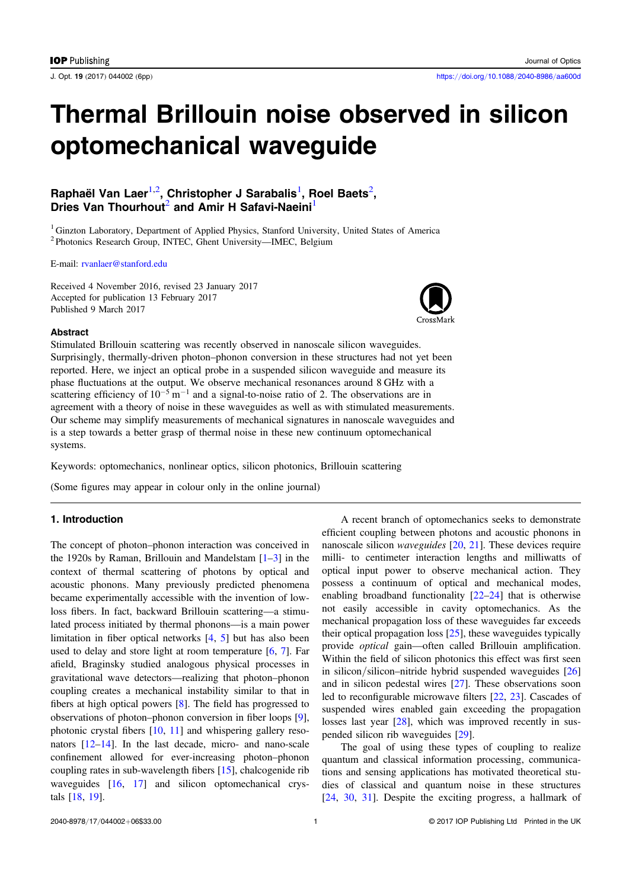# Thermal Brillouin noise observed in silicon optomechanical waveguide

**Raphaël Van Laer[1,2], Christopher J Sarabalis[1], Roel Baets[2], Dries Van Thourhout[2] and Amir H Safavi-Naeini[1]**

[1] Ginzton Laboratory, Department of Applied Physics, Stanford University, United States of America
[2] Photonics Research Group, INTEC, Ghent University—IMEC, Belgium

E-mail: rvanlaer@stanford.edu

Received 4 November 2016, revised 23 January 2017
Accepted for publication 13 February 2017
Published 9 March 2017

### Abstract

Stimulated Brillouin scattering was recently observed in nanoscale silicon waveguides. Surprisingly, thermally-driven photon–phonon conversion in these structures had not yet been reported. Here, we inject an optical probe in a suspended silicon waveguide and measure its phase fluctuations at the output. We observe mechanical resonances around 8 GHz with a scattering efficiency of $10^{-5}\ \mathrm{m}^{-1}$ and a signal-to-noise ratio of 2. The observations are in agreement with a theory of noise in these waveguides as well as with stimulated measurements. Our scheme may simplify measurements of mechanical signatures in nanoscale waveguides and is a step towards a better grasp of thermal noise in these new continuum optomechanical systems.

Keywords: optomechanics, nonlinear optics, silicon photonics, Brillouin scattering

(Some figures may appear in colour only in the online journal)

## 1. Introduction

The concept of photon–phonon interaction was conceived in the 1920s by Raman, Brillouin and Mandelstam [1–3] in the context of thermal scattering of photons by optical and acoustic phonons. Many previously predicted phenomena became experimentally accessible with the invention of low-loss fibers. In fact, backward Brillouin scattering—a stimulated process initiated by thermal phonons—is a main power limitation in fiber optical networks [4, 5] but has also been used to delay and store light at room temperature [6, 7]. Far afield, Braginsky studied analogous physical processes in gravitational wave detectors—realizing that photon–phonon coupling creates a mechanical instability similar to that in fibers at high optical powers [8]. The field has progressed to observations of photon–phonon conversion in fiber loops [9], photonic crystal fibers [10, 11] and whispering gallery resonators [12–14]. In the last decade, micro- and nano-scale confinement allowed for ever-increasing photon–phonon coupling rates in sub-wavelength fibers [15], chalcogenide rib waveguides [16, 17] and silicon optomechanical crystals [18, 19].

A recent branch of optomechanics seeks to demonstrate efficient coupling between photons and acoustic phonons in nanoscale silicon *waveguides* [20, 21]. These devices require milli- to centimeter interaction lengths and milliwatts of optical input power to observe mechanical action. They possess a continuum of optical and mechanical modes, enabling broadband functionality [22–24] that is otherwise not easily accessible in cavity optomechanics. As the mechanical propagation loss of these waveguides far exceeds their optical propagation loss [25], these waveguides typically provide *optical* gain—often called Brillouin amplification. Within the field of silicon photonics this effect was first seen in silicon/silicon–nitride hybrid suspended waveguides [26] and in silicon pedestal wires [27]. These observations soon led to reconfigurable microwave filters [22, 23]. Cascades of suspended wires enabled gain exceeding the propagation losses last year [28], which was improved recently in suspended silicon rib waveguides [29].

The goal of using these types of coupling to realize quantum and classical information processing, communications and sensing applications has motivated theoretical studies of classical and quantum noise in these structures [24, 30, 31]. Despite the exciting progress, a hallmark of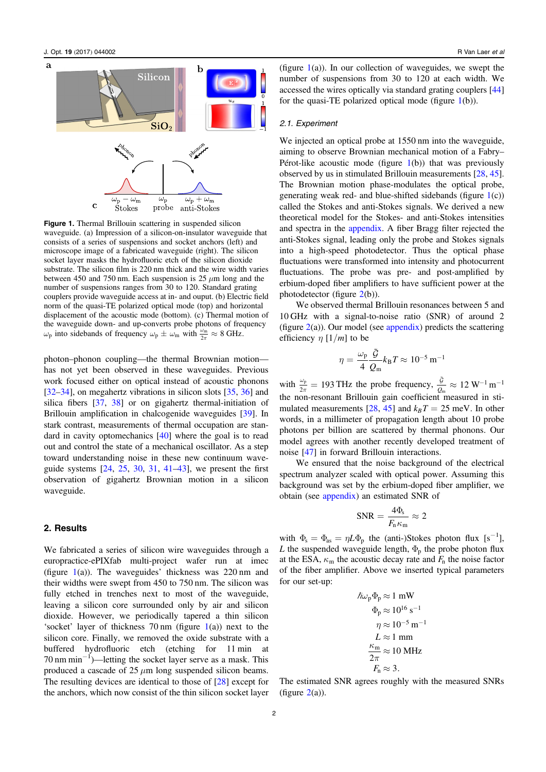**Figure 1.** Thermal Brillouin scattering in suspended silicon waveguide. (a) Impression of a silicon-on-insulator waveguide that consists of a series of suspensions and socket anchors (left) and microscope image of a fabricated waveguide (right). The silicon socket layer masks the hydrofluoric etch of the silicon dioxide substrate. The silicon film is 220 nm thick and the wire width varies between 450 and 750 nm. Each suspension is 25 $\mu$m long and the number of suspensions ranges from 30 to 120. Standard grating couplers provide waveguide access at in- and ouput. (b) Electric field norm of the quasi-TE polarized optical mode (top) and horizontal displacement of the acoustic mode (bottom). (c) Thermal motion of the waveguide down- and up-converts probe photons of frequency $\omega_p$ into sidebands of frequency $\omega_p \pm \omega_m$ with $\frac{\omega_m}{2\pi} \approx 8$ GHz.

photon–phonon coupling—the thermal Brownian motion—has not yet been observed in these waveguides. Previous work focused either on optical instead of acoustic phonons [32–34], on megahertz vibrations in silicon slots [35, 36] and silica fibers [37, 38] or on gigahertz thermal-initiation of Brillouin amplification in chalcogenide waveguides [39]. In stark contrast, measurements of thermal occupation are standard in cavity optomechanics [40] where the goal is to read out and control the state of a mechanical oscillator. As a step toward understanding noise in these new continuum waveguide systems [24, 25, 30, 31, 41–43], we present the first observation of gigahertz Brownian motion in a silicon waveguide.

## 2. Results

We fabricated a series of silicon wire waveguides through a europractice-ePIXfab multi-project wafer run at imec (figure 1(a)). The waveguides' thickness was 220 nm and their widths were swept from 450 to 750 nm. The silicon was fully etched in trenches next to most of the waveguide, leaving a silicon core surrounded only by air and silicon dioxide. However, we periodically tapered a thin silicon 'socket' layer of thickness 70 nm (figure 1(a)) next to the silicon core. Finally, we removed the oxide substrate with a buffered hydrofluoric etch (etching for 11 min at 70 nm min$^{-1}$)—letting the socket layer serve as a mask. This produced a cascade of 25 $\mu$m long suspended silicon beams. The resulting devices are identical to those of [28] except for the anchors, which now consist of the thin silicon socket layer (figure 1(a)). In our collection of waveguides, we swept the number of suspensions from 30 to 120 at each width. We accessed the wires optically via standard grating couplers [44] for the quasi-TE polarized optical mode (figure 1(b)).

### 2.1. Experiment

We injected an optical probe at 1550 nm into the waveguide, aiming to observe Brownian mechanical motion of a Fabry–Pérot-like acoustic mode (figure 1(b)) that was previously observed by us in stimulated Brillouin measurements [28, 45]. The Brownian motion phase-modulates the optical probe, generating weak red- and blue-shifted sidebands (figure 1(c)) called the Stokes and anti-Stokes signals. We derived a new theoretical model for the Stokes- and anti-Stokes intensities and spectra in the appendix. A fiber Bragg filter rejected the anti-Stokes signal, leading only the probe and Stokes signals into a high-speed photodetector. Thus the optical phase fluctuations were transformed into intensity and photocurrent fluctuations. The probe was pre- and post-amplified by erbium-doped fiber amplifiers to have sufficient power at the photodetector (figure 2(b)).

We observed thermal Brillouin resonances between 5 and 10 GHz with a signal-to-noise ratio (SNR) of around 2 (figure 2(a)). Our model (see appendix) predicts the scattering efficiency $\eta$ $[1/m]$ to be

$$\eta = \frac{\omega_p}{4} \frac{\tilde{\mathcal{G}}}{Q_m} k_B T \approx 10^{-5}\ \mathrm{m}^{-1}$$

with $\frac{\omega_p}{2\pi} = 193$ THz the probe frequency, $\frac{\tilde{\mathcal{G}}}{Q_m} \approx 12\ \mathrm{W}^{-1}\,\mathrm{m}^{-1}$ the non-resonant Brillouin gain coefficient measured in stimulated measurements [28, 45] and $k_B T = 25$ meV. In other words, in a millimeter of propagation length about 10 probe photons per billion are scattered by thermal phonons. Our model agrees with another recently developed treatment of noise [47] in forward Brillouin interactions.

We ensured that the noise background of the electrical spectrum analyzer scaled with optical power. Assuming this background was set by the erbium-doped fiber amplifier, we obtain (see appendix) an estimated SNR of

$$\mathrm{SNR} = \frac{4\Phi_s}{F_n \kappa_m} \approx 2$$

with $\Phi_s = \Phi_{as} = \eta L \Phi_p$ the (anti-)Stokes photon flux [s$^{-1}$], $L$ the suspended waveguide length, $\Phi_p$ the probe photon flux at the ESA, $\kappa_m$ the acoustic decay rate and $F_n$ the noise factor of the fiber amplifier. Above we inserted typical parameters for our set-up:

$$\hbar\omega_p \Phi_p \approx 1\ \mathrm{mW}$$
$$\Phi_p \approx 10^{16}\ \mathrm{s}^{-1}$$
$$\eta \approx 10^{-5}\ \mathrm{m}^{-1}$$
$$L \approx 1\ \mathrm{mm}$$
$$\frac{\kappa_m}{2\pi} \approx 10\ \mathrm{MHz}$$
$$F_n \approx 3.$$

The estimated SNR agrees roughly with the measured SNRs (figure 2(a)).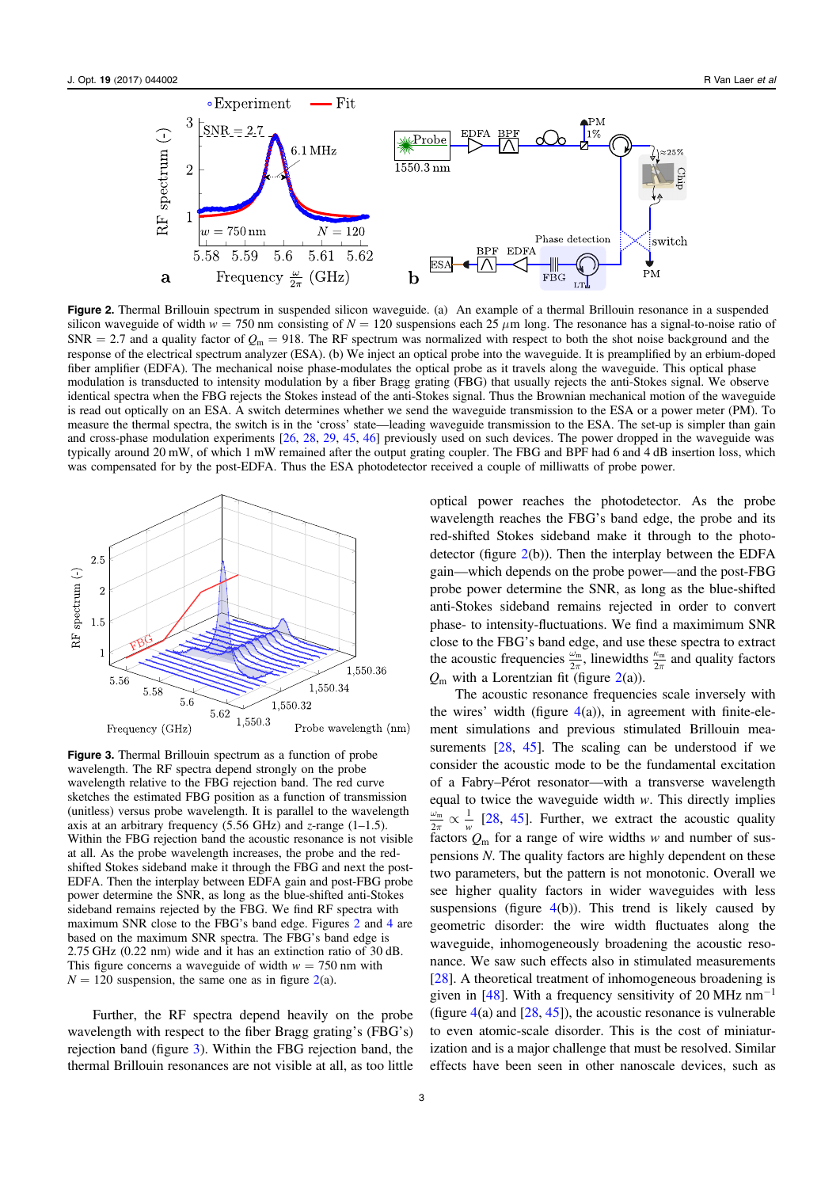**Figure 2.** Thermal Brillouin spectrum in suspended silicon waveguide. (a) An example of a thermal Brillouin resonance in a suspended silicon waveguide of width $w = 750$ nm consisting of $N = 120$ suspensions each 25 $\mu$m long. The resonance has a signal-to-noise ratio of SNR = 2.7 and a quality factor of $Q_m = 918$. The RF spectrum was normalized with respect to both the shot noise background and the response of the electrical spectrum analyzer (ESA). (b) We inject an optical probe into the waveguide. It is preamplified by an erbium-doped fiber amplifier (EDFA). The mechanical noise phase-modulates the optical probe as it travels along the waveguide. This optical phase modulation is transduced to intensity modulation by a fiber Bragg grating (FBG) that usually rejects the anti-Stokes signal. We observe identical spectra when the FBG rejects the Stokes instead of the anti-Stokes signal. Thus the Brownian mechanical motion of the waveguide is read out optically on an ESA. A switch determines whether we send the waveguide transmission to the ESA or a power meter (PM). To measure the thermal spectra, the switch is in the 'cross' state—leading waveguide transmission to the ESA. The set-up is simpler than gain and cross-phase modulation experiments [26, 28, 29, 45, 46] previously used on such devices. The power dropped in the waveguide was typically around 20 mW, of which 1 mW remained after the output grating coupler. The FBG and BPF had 6 and 4 dB insertion loss, which was compensated for by the post-EDFA. Thus the ESA photodetector received a couple of milliwatts of probe power.

**Figure 3.** Thermal Brillouin spectrum as a function of probe wavelength. The RF spectra depend strongly on the probe wavelength relative to the FBG rejection band. The red curve sketches the estimated FBG position as a function of transmission (unitless) versus probe wavelength. It is parallel to the wavelength axis at an arbitrary frequency (5.56 GHz) and $z$-range (1–1.5). Within the FBG rejection band the acoustic resonance is not visible at all. As the probe wavelength increases, the probe and the red-shifted Stokes sideband make it through the FBG and the post-EDFA. Then the interplay between EDFA gain and post-FBG probe power determine the SNR, as long as the blue-shifted anti-Stokes sideband remains rejected by the FBG. We find RF spectra with maximum SNR close to the FBG's band edge. Figures 2 and 4 are based on the maximum SNR spectra. The FBG's band edge is 2.75 GHz (0.22 nm) wide and it has an extinction ratio of 30 dB. This figure concerns a waveguide of width $w = 750$ nm with $N = 120$ suspension, the same one as in figure 2(a).

Further, the RF spectra depend heavily on the probe wavelength with respect to the fiber Bragg grating's (FBG's) rejection band (figure 3). Within the FBG rejection band, the thermal Brillouin resonances are not visible at all, as too little optical power reaches the photodetector. As the probe wavelength reaches the FBG's band edge, the probe and its red-shifted Stokes sideband make it through the photodetector (figure 2(b)). Then the interplay between the EDFA gain—which depends on the probe power—and the post-FBG probe power determine the SNR, as long as the blue-shifted anti-Stokes sideband remains rejected in order to convert phase- to intensity-fluctuations. We find a maximum SNR close to the FBG's band edge, and use these spectra to extract the acoustic frequencies $\frac{\omega_m}{2\pi}$, linewidths $\frac{\kappa_m}{2\pi}$ and quality factors $Q_m$ with a Lorentzian fit (figure 2(a)).

The acoustic resonance frequencies scale inversely with the wires' width (figure 4(a)), in agreement with finite-element simulations and previous stimulated Brillouin measurements [28, 45]. The scaling can be understood if we consider the acoustic mode to be the fundamental excitation of a Fabry–Pérot resonator—with a transverse wavelength equal to twice the waveguide width $w$. This directly implies $\frac{\omega_m}{2\pi} \propto \frac{1}{w}$ [28, 45]. Further, we extract the acoustic quality factors $Q_m$ for a range of wire widths $w$ and number of suspensions $N$. The quality factors are highly dependent on these two parameters, but the pattern is not monotonic. Overall we see higher quality factors in wider waveguides with less suspensions (figure 4(b)). This trend is likely caused by geometric disorder: the wire width fluctuates along the waveguide, inhomogeneously broadening the acoustic resonance. We saw such effects also in stimulated measurements [28]. A theoretical treatment of inhomogeneous broadening is given in [48]. With a frequency sensitivity of 20 MHz nm$^{-1}$ (figure 4(a) and [28, 45]), the acoustic resonance is vulnerable to even atomic-scale disorder. This is the cost of miniaturization and is a major challenge that must be resolved. Similar effects have been seen in other nanoscale devices, such as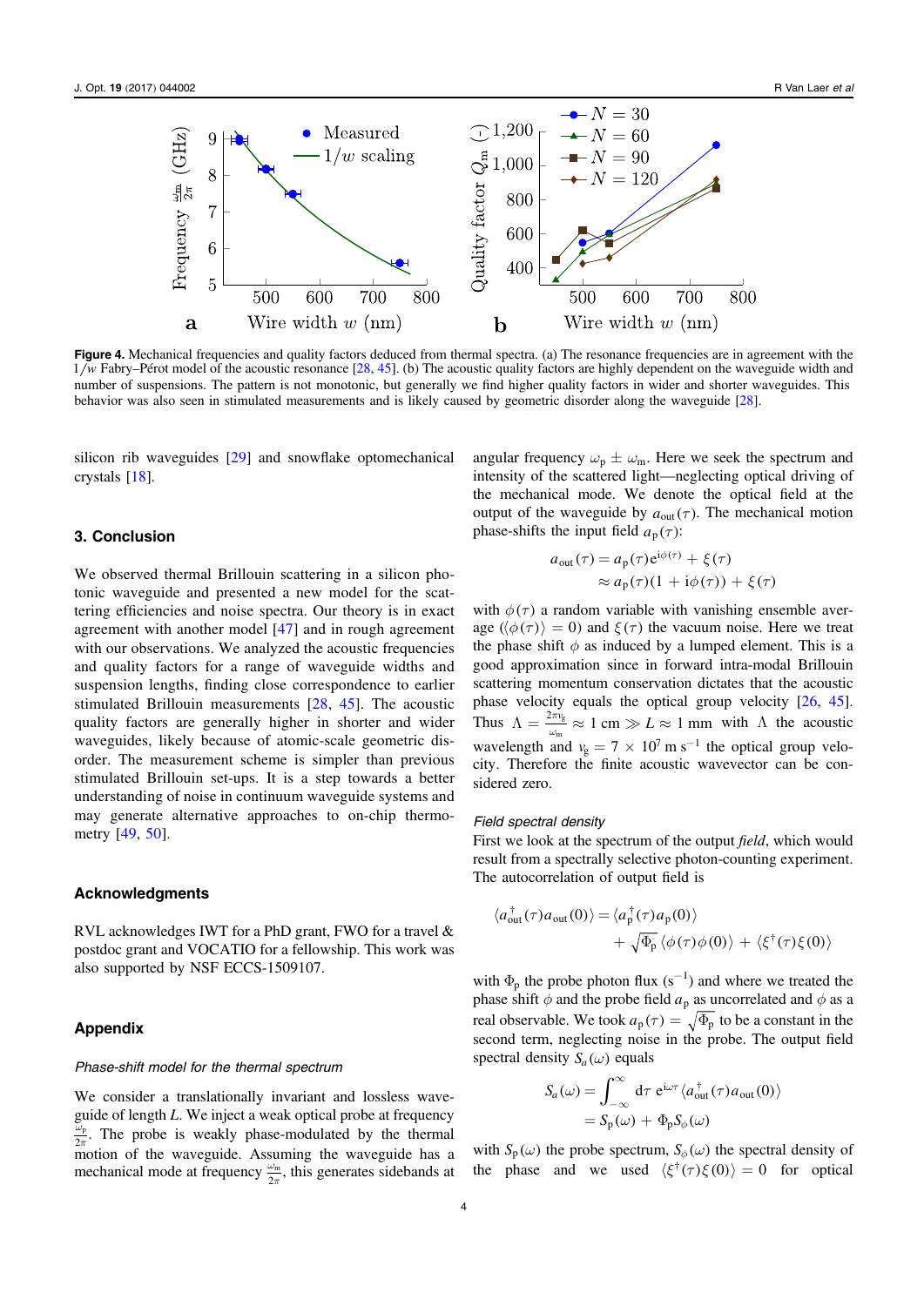**Figure 4.** Mechanical frequencies and quality factors deduced from thermal spectra. (a) The resonance frequencies are in agreement with the $1/w$ Fabry–Pérot model of the acoustic resonance [28, 45]. (b) The acoustic quality factors are highly dependent on the waveguide width and number of suspensions. The pattern is not monotonic, but generally we find higher quality factors in wider and shorter waveguides. This behavior was also seen in stimulated measurements and is likely caused by geometric disorder along the waveguide [28].

silicon rib waveguides [29] and snowflake optomechanical crystals [18].

## 3. Conclusion

We observed thermal Brillouin scattering in a silicon photonic waveguide and presented a new model for the scattering efficiencies and noise spectra. Our theory is in exact agreement with another model [47] and in rough agreement with our observations. We analyzed the acoustic frequencies and quality factors for a range of waveguide widths and suspension lengths, finding close correspondence to earlier stimulated Brillouin measurements [28, 45]. The acoustic quality factors are generally higher in shorter and wider waveguides, likely because of atomic-scale geometric disorder. The measurement scheme is simpler than previous stimulated Brillouin set-ups. It is a step towards a better understanding of noise in continuum waveguide systems and may generate alternative approaches to on-chip thermometry [49, 50].

## Acknowledgments

RVL acknowledges IWT for a PhD grant, FWO for a travel & postdoc grant and VOCATIO for a fellowship. This work was also supported by NSF ECCS-1509107.

## Appendix

### *Phase-shift model for the thermal spectrum*

We consider a translationally invariant and lossless waveguide of length $L$. We inject a weak optical probe at frequency $\frac{\omega_p}{2\pi}$. The probe is weakly phase-modulated by the thermal motion of the waveguide. Assuming the waveguide has a mechanical mode at frequency $\frac{\omega_m}{2\pi}$, this generates sidebands at angular frequency $\omega_p \pm \omega_m$. Here we seek the spectrum and intensity of the scattered light—neglecting optical driving of the mechanical mode. We denote the optical field at the output of the waveguide by $a_{out}(\tau)$. The mechanical motion phase-shifts the input field $a_p(\tau)$:

$$
\begin{aligned}
a_{out}(\tau) &= a_p(\tau)e^{i\phi(\tau)} + \xi(\tau) \\
&\approx a_p(\tau)(1 + i\phi(\tau)) + \xi(\tau)
\end{aligned}
$$

with $\phi(\tau)$ a random variable with vanishing ensemble average ($\langle\phi(\tau)\rangle = 0$) and $\xi(\tau)$ the vacuum noise. Here we treat the phase shift $\phi$ as induced by a lumped element. This is a good approximation since in forward intra-modal Brillouin scattering momentum conservation dictates that the acoustic phase velocity equals the optical group velocity [26, 45]. Thus $\Lambda = \frac{2\pi v_g}{\omega_m} \approx 1$ cm $\gg L \approx 1$ mm with $\Lambda$ the acoustic wavelength and $v_g = 7 \times 10^7$ m s$^{-1}$ the optical group velocity. Therefore the finite acoustic wavevector can be considered zero.

### *Field spectral density*

First we look at the spectrum of the output *field*, which would result from a spectrally selective photon-counting experiment. The autocorrelation of output field is

$$
\begin{aligned}
\langle a^{\dagger}_{out}(\tau)a_{out}(0)\rangle &= \langle a^{\dagger}_p(\tau)a_p(0)\rangle \\
&+ \sqrt{\Phi_p}\,\langle\phi(\tau)\phi(0)\rangle + \langle\xi^{\dagger}(\tau)\xi(0)\rangle
\end{aligned}
$$

with $\Phi_p$ the probe photon flux (s$^{-1}$) and where we treated the phase shift $\phi$ and the probe field $a_p$ as uncorrelated and $\phi$ as a real observable. We took $a_p(\tau) = \sqrt{\Phi_p}$ to be a constant in the second term, neglecting noise in the probe. The output field spectral density $S_a(\omega)$ equals

$$
\begin{aligned}
S_a(\omega) &= \int_{-\infty}^{\infty} d\tau\, e^{i\omega\tau}\langle a^{\dagger}_{out}(\tau)a_{out}(0)\rangle \\
&= S_p(\omega) + \Phi_p S_{\phi}(\omega)
\end{aligned}
$$

with $S_p(\omega)$ the probe spectrum, $S_{\phi}(\omega)$ the spectral density of the phase and we used $\langle\xi^{\dagger}(\tau)\xi(0)\rangle = 0$ for optical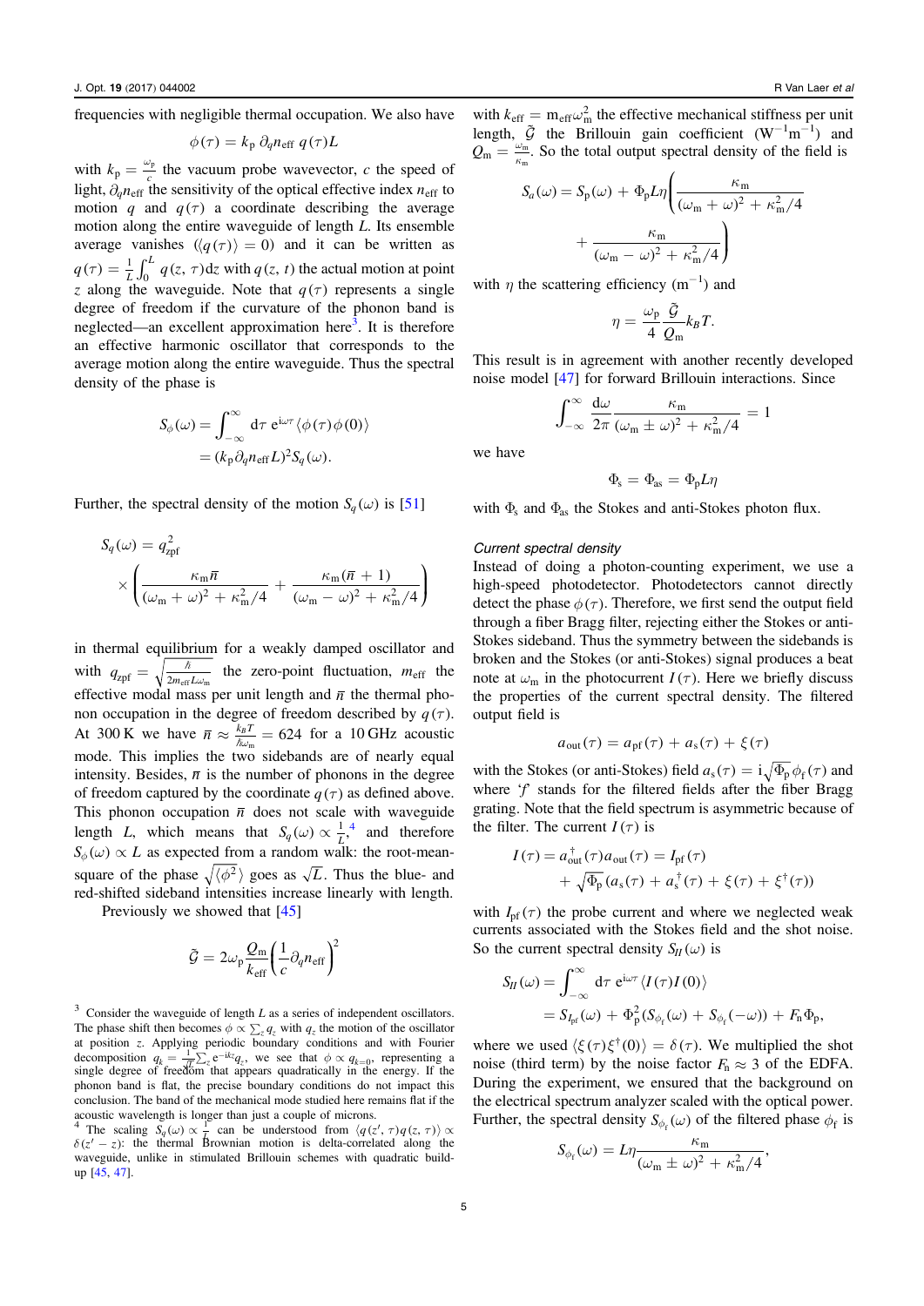frequencies with negligible thermal occupation. We also have

$$\phi(\tau) = k_{\rm p}\, \partial_q n_{\rm eff}\; q(\tau) L$$

with $k_{\rm p} = \frac{\omega_{\rm p}}{c}$ the vacuum probe wavevector, $c$ the speed of light, $\partial_q n_{\rm eff}$ the sensitivity of the optical effective index $n_{\rm eff}$ to motion $q$ and $q(\tau)$ a coordinate describing the average motion along the entire waveguide of length $L$. Its ensemble average vanishes ($\langle q(\tau) \rangle = 0$) and it can be written as $q(\tau) = \frac{1}{L}\int_0^L q(z, \tau) {\rm d}z$ with $q(z, t)$ the actual motion at point $z$ along the waveguide. Note that $q(\tau)$ represents a single degree of freedom if the curvature of the phonon band is neglected—an excellent approximation here[3]. It is therefore an effective harmonic oscillator that corresponds to the average motion along the entire waveguide. Thus the spectral density of the phase is

$$\begin{aligned} S_\phi(\omega) &= \int_{-\infty}^{\infty} {\rm d}\tau\; {\rm e}^{{\rm i}\omega\tau} \langle \phi(\tau)\phi(0) \rangle \\ &= (k_{\rm p} \partial_q n_{\rm eff} L)^2 S_q(\omega). \end{aligned}$$

Further, the spectral density of the motion $S_q(\omega)$ is [51]

$$S_q(\omega) = q_{\rm zpf}^2 \times \left( \frac{\kappa_{\rm m} \bar{n}}{(\omega_{\rm m} + \omega)^2 + \kappa_{\rm m}^2/4} + \frac{\kappa_{\rm m}(\bar{n}+1)}{(\omega_{\rm m} - \omega)^2 + \kappa_{\rm m}^2/4} \right)$$

in thermal equilibrium for a weakly damped oscillator and with $q_{\rm zpf} = \sqrt{\frac{\hbar}{2 m_{\rm eff} L \omega_{\rm m}}}$ the zero-point fluctuation, $m_{\rm eff}$ the effective modal mass per unit length and $\bar{n}$ the thermal phonon occupation in the degree of freedom described by $q(\tau)$. At 300 K we have $\bar{n} \approx \frac{k_B T}{\hbar \omega_{\rm m}} = 624$ for a 10 GHz acoustic mode. This implies the two sidebands are of nearly equal intensity. Besides, $\bar{n}$ is the number of phonons in the degree of freedom captured by the coordinate $q(\tau)$ as defined above. This phonon occupation $\bar{n}$ does not scale with waveguide length $L$, which means that $S_q(\omega) \propto \frac{1}{L}$,[4] and therefore $S_\phi(\omega) \propto L$ as expected from a random walk: the root-mean-square of the phase $\sqrt{\langle \phi^2 \rangle}$ goes as $\sqrt{L}$. Thus the blue- and red-shifted sideband intensities increase linearly with length.

Previously we showed that [45]

$$\tilde{\mathcal{G}} = 2\omega_{\rm p} \frac{Q_{\rm m}}{k_{\rm eff}} \left( \frac{1}{c} \partial_q n_{\rm eff} \right)^2$$

with $k_{\rm eff} = m_{\rm eff}\omega_{\rm m}^2$ the effective mechanical stiffness per unit length, $\tilde{\mathcal{G}}$ the Brillouin gain coefficient (${\rm W}^{-1}{\rm m}^{-1}$) and $Q_{\rm m} = \frac{\omega_{\rm m}}{\kappa_{\rm m}}$. So the total output spectral density of the field is

$$S_a(\omega) = S_{\rm p}(\omega) + \Phi_{\rm p} L \eta \left( \frac{\kappa_{\rm m}}{(\omega_{\rm m} + \omega)^2 + \kappa_{\rm m}^2/4} + \frac{\kappa_{\rm m}}{(\omega_{\rm m} - \omega)^2 + \kappa_{\rm m}^2/4} \right)$$

with $\eta$ the scattering efficiency (${\rm m}^{-1}$) and

$$\eta = \frac{\omega_{\rm p}}{4} \frac{\tilde{\mathcal{G}}}{Q_{\rm m}} k_B T.$$

This result is in agreement with another recently developed noise model [47] for forward Brillouin interactions. Since

$$\int_{-\infty}^{\infty} \frac{{\rm d}\omega}{2\pi} \frac{\kappa_{\rm m}}{(\omega_{\rm m} \pm \omega)^2 + \kappa_{\rm m}^2/4} = 1$$

we have

$$\Phi_{\rm s} = \Phi_{\rm as} = \Phi_{\rm p} L \eta$$

with $\Phi_{\rm s}$ and $\Phi_{\rm as}$ the Stokes and anti-Stokes photon flux.

*Current spectral density*

Instead of doing a photon-counting experiment, we use a high-speed photodetector. Photodetectors cannot directly detect the phase $\phi(\tau)$. Therefore, we first send the output field through a fiber Bragg filter, rejecting either the Stokes or anti-Stokes sideband. Thus the symmetry between the sidebands is broken and the Stokes (or anti-Stokes) signal produces a beat note at $\omega_{\rm m}$ in the photocurrent $I(\tau)$. Here we briefly discuss the properties of the current spectral density. The filtered output field is

$$a_{\rm out}(\tau) = a_{\rm pf}(\tau) + a_{\rm s}(\tau) + \xi(\tau)$$

with the Stokes (or anti-Stokes) field $a_{\rm s}(\tau) = {\rm i}\sqrt{\Phi_{\rm p}}\,\phi_{\rm f}(\tau)$ and where 'f' stands for the filtered fields after the fiber Bragg grating. Note that the field spectrum is asymmetric because of the filter. The current $I(\tau)$ is

$$\begin{aligned} I(\tau) = a_{\rm out}^\dagger(\tau) a_{\rm out}(\tau) = I_{\rm pf}(\tau) \\ + \sqrt{\Phi_{\rm p}}\,(a_{\rm s}(\tau) + a_{\rm s}^\dagger(\tau) + \xi(\tau) + \xi^\dagger(\tau)) \end{aligned}$$

with $I_{\rm pf}(\tau)$ the probe current and where we neglected weak currents associated with the Stokes field and the shot noise. So the current spectral density $S_{II}(\omega)$ is

$$\begin{aligned} S_{II}(\omega) &= \int_{-\infty}^{\infty} {\rm d}\tau\; {\rm e}^{{\rm i}\omega\tau} \langle I(\tau) I(0) \rangle \\ &= S_{I_{\rm pf}}(\omega) + \Phi_{\rm p}^2 (S_{\phi_{\rm f}}(\omega) + S_{\phi_{\rm f}}(-\omega)) + F_{\rm n}\Phi_{\rm p}, \end{aligned}$$

where we used $\langle \xi(\tau)\xi^\dagger(0) \rangle = \delta(\tau)$. We multiplied the shot noise (third term) by the noise factor $F_{\rm n} \approx 3$ of the EDFA. During the experiment, we ensured that the background on the electrical spectrum analyzer scaled with the optical power. Further, the spectral density $S_{\phi_{\rm f}}(\omega)$ of the filtered phase $\phi_{\rm f}$ is

$$S_{\phi_{\rm f}}(\omega) = L\eta \frac{\kappa_{\rm m}}{(\omega_{\rm m} \pm \omega)^2 + \kappa_{\rm m}^2/4},$$

---

[3] Consider the waveguide of length $L$ as a series of independent oscillators. The phase shift then becomes $\phi \propto \sum_z q_z$ with $q_z$ the motion of the oscillator at position $z$. Applying periodic boundary conditions and with Fourier decomposition $q_k = \frac{1}{\sqrt{L}} \sum_z {\rm e}^{-{\rm i}kz} q_z$, we see that $\phi \propto q_{k=0}$, representing a single degree of freedom that appears quadratically in the energy. If the phonon band is flat, the precise boundary conditions do not impact this conclusion. The band of the mechanical mode studied here remains flat if the acoustic wavelength is longer than just a couple of microns.

[4] The scaling $S_q(\omega) \propto \frac{1}{L}$ can be understood from $\langle q(z', \tau) q(z, \tau) \rangle \propto \delta(z' - z)$: the thermal Brownian motion is delta-correlated along the waveguide, unlike in stimulated Brillouin schemes with quadratic build-up [45, 47].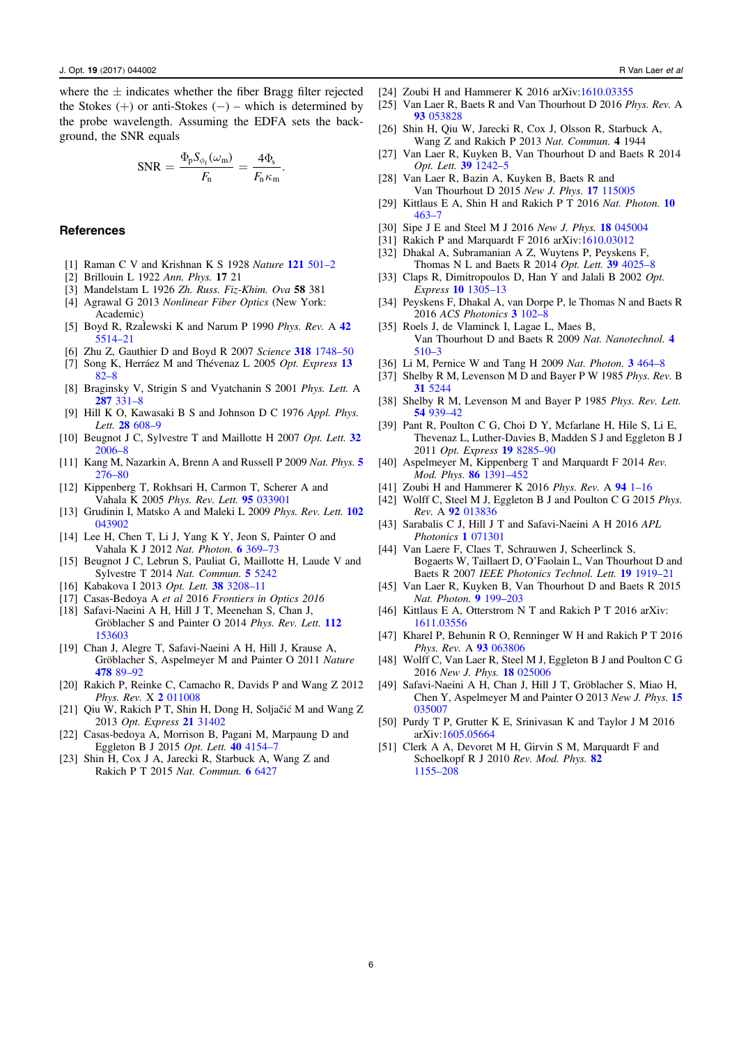where the ± indicates whether the fiber Bragg filter rejected the Stokes (+) or anti-Stokes (−) – which is determined by the probe wavelength. Assuming the EDFA sets the background, the SNR equals

$$\mathrm{SNR} = \frac{\Phi_{\mathrm{p}} S_{\phi_{\mathrm{f}}}(\omega_{\mathrm{m}})}{F_{\mathrm{n}}} = \frac{4\Phi_{\mathrm{s}}}{F_{\mathrm{n}}\kappa_{\mathrm{m}}}.$$

## References

[1] Raman C V and Krishnan K S 1928 *Nature* **121** 501–2
[2] Brillouin L 1922 *Ann. Phys.* **17** 21
[3] Mandelstam L 1926 *Zh. Russ. Fiz-Khim. Ova* **58** 381
[4] Agrawal G 2013 *Nonlinear Fiber Optics* (New York: Academic)
[5] Boyd R, Rzaḷewski K and Narum P 1990 *Phys. Rev.* A **42** 5514–21
[6] Zhu Z, Gauthier D and Boyd R 2007 *Science* **318** 1748–50
[7] Song K, Herráez M and Thévenaz L 2005 *Opt. Express* **13** 82–8
[8] Braginsky V, Strigin S and Vyatchanin S 2001 *Phys. Lett.* A **287** 331–8
[9] Hill K O, Kawasaki B S and Johnson D C 1976 *Appl. Phys. Lett.* **28** 608–9
[10] Beugnot J C, Sylvestre T and Maillotte H 2007 *Opt. Lett.* **32** 2006–8
[11] Kang M, Nazarkin A, Brenn A and Russell P 2009 *Nat. Phys.* **5** 276–80
[12] Kippenberg T, Rokhsari H, Carmon T, Scherer A and Vahala K 2005 *Phys. Rev. Lett.* **95** 033901
[13] Grudinin I, Matsko A and Maleki L 2009 *Phys. Rev. Lett.* **102** 043902
[14] Lee H, Chen T, Li J, Yang K Y, Jeon S, Painter O and Vahala K J 2012 *Nat. Photon.* **6** 369–73
[15] Beugnot J C, Lebrun S, Pauliat G, Maillotte H, Laude V and Sylvestre T 2014 *Nat. Commun.* **5** 5242
[16] Kabakova I 2013 *Opt. Lett.* **38** 3208–11
[17] Casas-Bedoya A *et al* 2016 *Frontiers in Optics 2016*
[18] Safavi-Naeini A H, Hill J T, Meenehan S, Chan J, Gröblacher S and Painter O 2014 *Phys. Rev. Lett.* **112** 153603
[19] Chan J, Alegre T, Safavi-Naeini A H, Hill J, Krause A, Gröblacher S, Aspelmeyer M and Painter O 2011 *Nature* **478** 89–92
[20] Rakich P, Reinke C, Camacho R, Davids P and Wang Z 2012 *Phys. Rev.* X **2** 011008
[21] Qiu W, Rakich P T, Shin H, Dong H, Soljačić M and Wang Z 2013 *Opt. Express* **21** 31402
[22] Casas-bedoya A, Morrison B, Pagani M, Marpaung D and Eggleton B J 2015 *Opt. Lett.* **40** 4154–7
[23] Shin H, Cox J A, Jarecki R, Starbuck A, Wang Z and Rakich P T 2015 *Nat. Commun.* **6** 6427
[24] Zoubi H and Hammerer K 2016 arXiv:1610.03355
[25] Van Laer R, Baets R and Van Thourhout D 2016 *Phys. Rev.* A **93** 053828
[26] Shin H, Qiu W, Jarecki R, Cox J, Olsson R, Starbuck A, Wang Z and Rakich P 2013 *Nat. Commun.* **4** 1944
[27] Van Laer R, Kuyken B, Van Thourhout D and Baets R 2014 *Opt. Lett.* **39** 1242–5
[28] Van Laer R, Bazin A, Kuyken B, Baets R and Van Thourhout D 2015 *New J. Phys.* **17** 115005
[29] Kittlaus E A, Shin H and Rakich P T 2016 *Nat. Photon.* **10** 463–7
[30] Sipe J E and Steel M J 2016 *New J. Phys.* **18** 045004
[31] Rakich P and Marquardt F 2016 arXiv:1610.03012
[32] Dhakal A, Subramanian A Z, Wuytens P, Peyskens F, Thomas N L and Baets R 2014 *Opt. Lett.* **39** 4025–8
[33] Claps R, Dimitropoulos D, Han Y and Jalali B 2002 *Opt. Express* **10** 1305–13
[34] Peyskens F, Dhakal A, van Dorpe P, le Thomas N and Baets R 2016 *ACS Photonics* **3** 102–8
[35] Roels J, de Vlaminck I, Lagae L, Maes B, Van Thourhout D and Baets R 2009 *Nat. Nanotechnol.* **4** 510–3
[36] Li M, Pernice W and Tang H 2009 *Nat. Photon.* **3** 464–8
[37] Shelby R M, Levenson M D and Bayer P W 1985 *Phys. Rev.* B **31** 5244
[38] Shelby R M, Levenson M and Bayer P 1985 *Phys. Rev. Lett.* **54** 939–42
[39] Pant R, Poulton C G, Choi D Y, Mcfarlane H, Hile S, Li E, Thevenaz L, Luther-Davies B, Madden S J and Eggleton B J 2011 *Opt. Express* **19** 8285–90
[40] Aspelmeyer M, Kippenberg T and Marquardt F 2014 *Rev. Mod. Phys.* **86** 1391–452
[41] Zoubi H and Hammerer K 2016 *Phys. Rev.* A **94** 1–16
[42] Wolff C, Steel M J, Eggleton B J and Poulton C G 2015 *Phys. Rev.* A **92** 013836
[43] Sarabalis C J, Hill J T and Safavi-Naeini A H 2016 *APL Photonics* **1** 071301
[44] Van Laere F, Claes T, Schrauwen J, Scheerlinck S, Bogaerts W, Taillaert D, O'Faolain L, Van Thourhout D and Baets R 2007 *IEEE Photonics Technol. Lett.* **19** 1919–21
[45] Van Laer R, Kuyken B, Van Thourhout D and Baets R 2015 *Nat. Photon.* **9** 199–203
[46] Kittlaus E A, Otterstrom N T and Rakich P T 2016 arXiv:1611.03556
[47] Kharel P, Behunin R O, Renninger W H and Rakich P T 2016 *Phys. Rev.* A **93** 063806
[48] Wolff C, Van Laer R, Steel M J, Eggleton B J and Poulton C G 2016 *New J. Phys.* **18** 025006
[49] Safavi-Naeini A H, Chan J, Hill J T, Gröblacher S, Miao H, Chen Y, Aspelmeyer M and Painter O 2013 *New J. Phys.* **15** 035007
[50] Purdy T P, Grutter K E, Srinivasan K and Taylor J M 2016 arXiv:1605.05664
[51] Clerk A A, Devoret M H, Girvin S M, Marquardt F and Schoelkopf R J 2010 *Rev. Mod. Phys.* **82** 1155–208